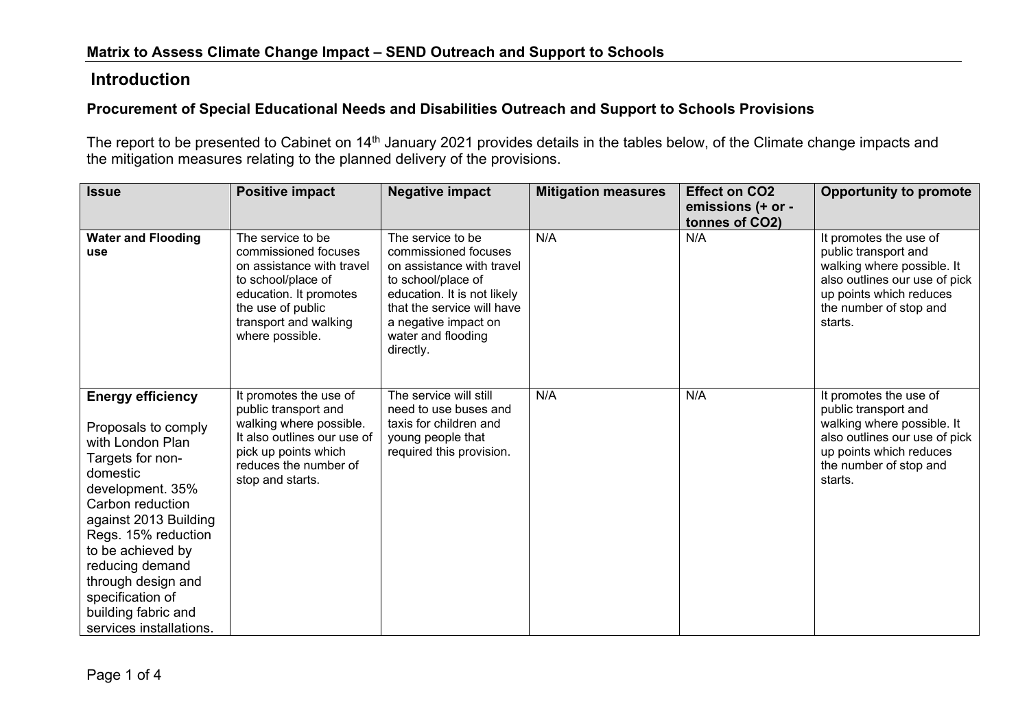**Matrix to Assess Climate Change Impact – SEND Outreach and Support to Schools**

## Introduction

### Procurement of Special Educational Needs and Disabilities Outreach and Support to Schools Provisions

The report to be presented to Cabinet on 14th January 2021 provides details in the tables below, of the Climate change impacts and the mitigation measures relating to the planned delivery of the provisions.

| Issue | Positive impact | Negative impact | Mitigation measures | Effect on $CO_2$ emissions (+ or - tonnes of $CO_2$) | Opportunity to promote |
|---|---|---|---|---|---|
| **Water and Flooding use** | The service to be commissioned focuses on assistance with travel to school/place of education. It promotes the use of public transport and walking where possible. | The service to be commissioned focuses on assistance with travel to school/place of education. It is not likely that the service will have a negative impact on water and flooding directly. | N/A | N/A | It promotes the use of public transport and walking where possible. It also outlines our use of pick up points which reduces the number of stop and starts. |
| **Energy efficiency**<br><br>Proposals to comply with London Plan Targets for non-domestic development. 35% Carbon reduction against 2013 Building Regs. 15% reduction to be achieved by reducing demand through design and specification of building fabric and services installations. | It promotes the use of public transport and walking where possible. It also outlines our use of pick up points which reduces the number of stop and starts. | The service will still need to use buses and taxis for children and young people that required this provision. | N/A | N/A | It promotes the use of public transport and walking where possible. It also outlines our use of pick up points which reduces the number of stop and starts. |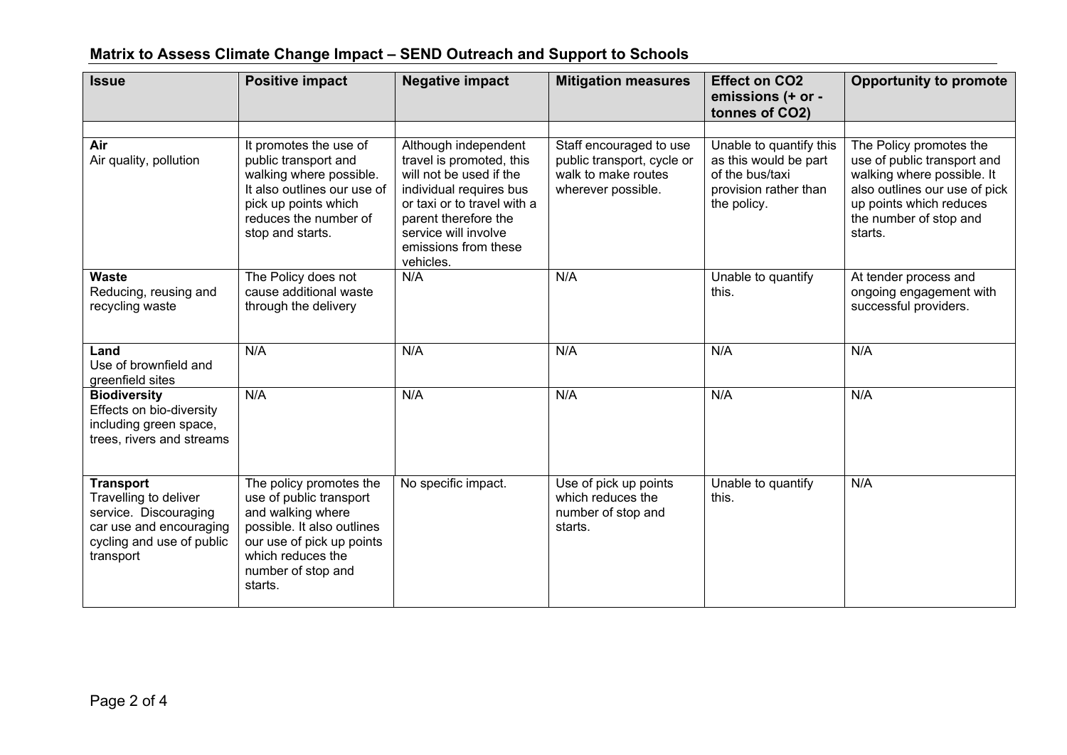## Matrix to Assess Climate Change Impact – SEND Outreach and Support to Schools

| Issue | Positive impact | Negative impact | Mitigation measures | Effect on $CO_2$ emissions (+ or - tonnes of $CO_2$) | Opportunity to promote |
|---|---|---|---|---|---|
| | | | | | |
| **Air**<br>Air quality, pollution | It promotes the use of public transport and walking where possible. It also outlines our use of pick up points which reduces the number of stop and starts. | Although independent travel is promoted, this will not be used if the individual requires bus or taxi or to travel with a parent therefore the service will involve emissions from these vehicles. | Staff encouraged to use public transport, cycle or walk to make routes wherever possible. | Unable to quantify this as this would be part of the bus/taxi provision rather than the policy. | The Policy promotes the use of public transport and walking where possible. It also outlines our use of pick up points which reduces the number of stop and starts. |
| **Waste**<br>Reducing, reusing and recycling waste | The Policy does not cause additional waste through the delivery | N/A | N/A | Unable to quantify this. | At tender process and ongoing engagement with successful providers. |
| **Land**<br>Use of brownfield and greenfield sites | N/A | N/A | N/A | N/A | N/A |
| **Biodiversity**<br>Effects on bio-diversity including green space, trees, rivers and streams | N/A | N/A | N/A | N/A | N/A |
| **Transport**<br>Travelling to deliver service. Discouraging car use and encouraging cycling and use of public transport | The policy promotes the use of public transport and walking where possible. It also outlines our use of pick up points which reduces the number of stop and starts. | No specific impact. | Use of pick up points which reduces the number of stop and starts. | Unable to quantify this. | N/A |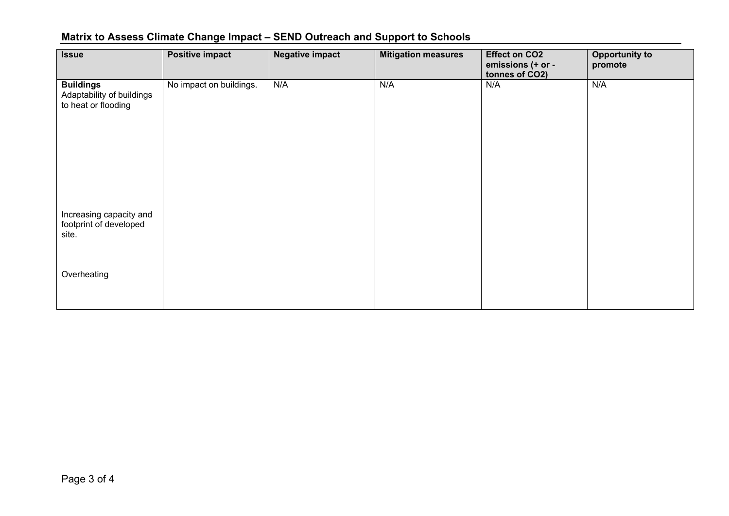## Matrix to Assess Climate Change Impact – SEND Outreach and Support to Schools

| Issue | Positive impact | Negative impact | Mitigation measures | Effect on $CO_2$ emissions (+ or - tonnes of $CO_2$) | Opportunity to promote |
|---|---|---|---|---|---|
| **Buildings**<br>Adaptability of buildings to heat or flooding<br><br>Increasing capacity and footprint of developed site.<br><br>Overheating | No impact on buildings. | N/A | N/A | N/A | N/A |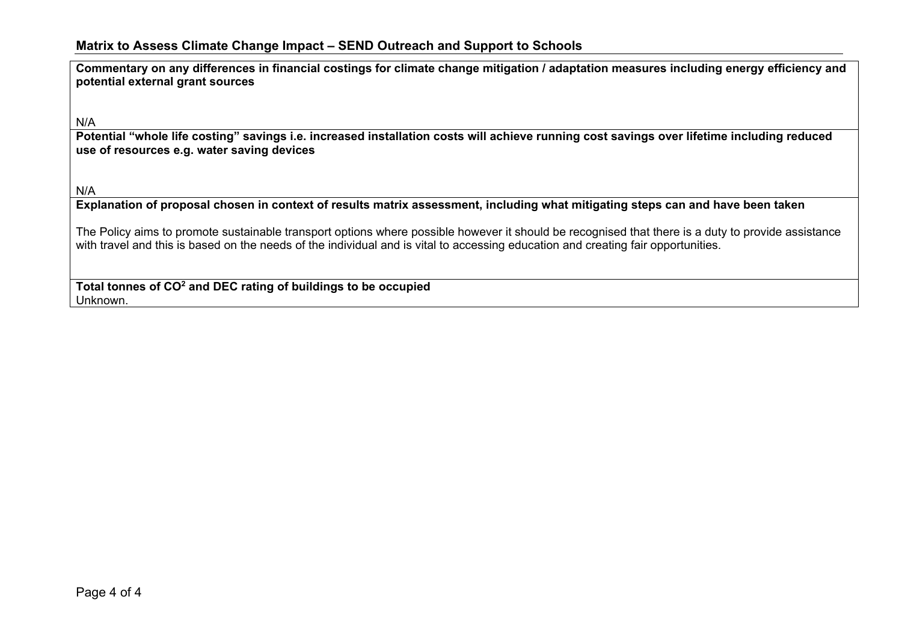**Commentary on any differences in financial costings for climate change mitigation / adaptation measures including energy efficiency and potential external grant sources**

N/A

**Potential "whole life costing" savings i.e. increased installation costs will achieve running cost savings over lifetime including reduced use of resources e.g. water saving devices**

N/A

**Explanation of proposal chosen in context of results matrix assessment, including what mitigating steps can and have been taken**

The Policy aims to promote sustainable transport options where possible however it should be recognised that there is a duty to provide assistance with travel and this is based on the needs of the individual and is vital to accessing education and creating fair opportunities.

**Total tonnes of $CO^2$ and DEC rating of buildings to be occupied**

Unknown.